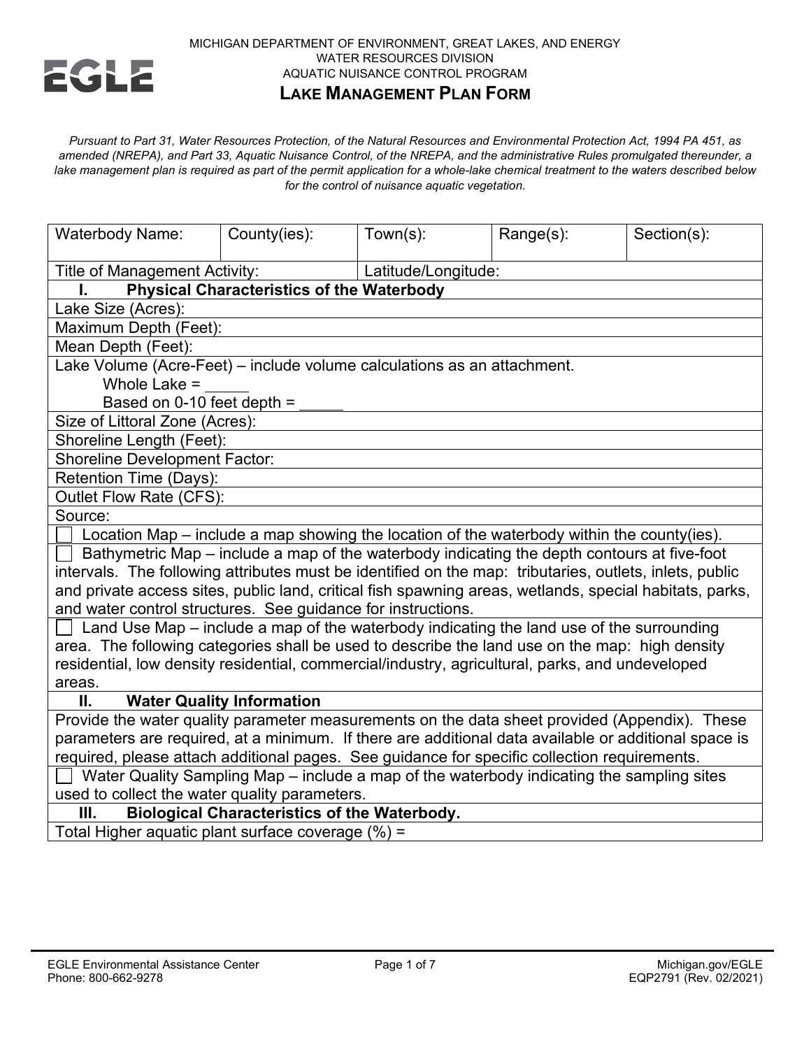MICHIGAN DEPARTMENT OF ENVIRONMENT, GREAT LAKES, AND ENERGY
WATER RESOURCES DIVISION
AQUATIC NUISANCE CONTROL PROGRAM

# LAKE MANAGEMENT PLAN FORM

*Pursuant to Part 31, Water Resources Protection, of the Natural Resources and Environmental Protection Act, 1994 PA 451, as amended (NREPA), and Part 33, Aquatic Nuisance Control, of the NREPA, and the administrative Rules promulgated thereunder, a lake management plan is required as part of the permit application for a whole-lake chemical treatment to the waters described below for the control of nuisance aquatic vegetation.*

| Waterbody Name: | County(ies): | Town(s): | Range(s): | Section(s): |
|---|---|---|---|---|
| Title of Management Activity: | | Latitude/Longitude: | | |

## I. Physical Characteristics of the Waterbody

Lake Size (Acres):

Maximum Depth (Feet):

Mean Depth (Feet):

Lake Volume (Acre-Feet) – include volume calculations as an attachment.
Whole Lake = _____
Based on 0-10 feet depth = _____

Size of Littoral Zone (Acres):

Shoreline Length (Feet):

Shoreline Development Factor:

Retention Time (Days):

Outlet Flow Rate (CFS):

Source:

☐ Location Map – include a map showing the location of the waterbody within the county(ies).

☐ Bathymetric Map – include a map of the waterbody indicating the depth contours at five-foot intervals. The following attributes must be identified on the map: tributaries, outlets, inlets, public and private access sites, public land, critical fish spawning areas, wetlands, special habitats, parks, and water control structures. See guidance for instructions.

☐ Land Use Map – include a map of the waterbody indicating the land use of the surrounding area. The following categories shall be used to describe the land use on the map: high density residential, low density residential, commercial/industry, agricultural, parks, and undeveloped areas.

## II. Water Quality Information

Provide the water quality parameter measurements on the data sheet provided (Appendix). These parameters are required, at a minimum. If there are additional data available or additional space is required, please attach additional pages. See guidance for specific collection requirements.

☐ Water Quality Sampling Map – include a map of the waterbody indicating the sampling sites used to collect the water quality parameters.

## III. Biological Characteristics of the Waterbody.

Total Higher aquatic plant surface coverage (%) =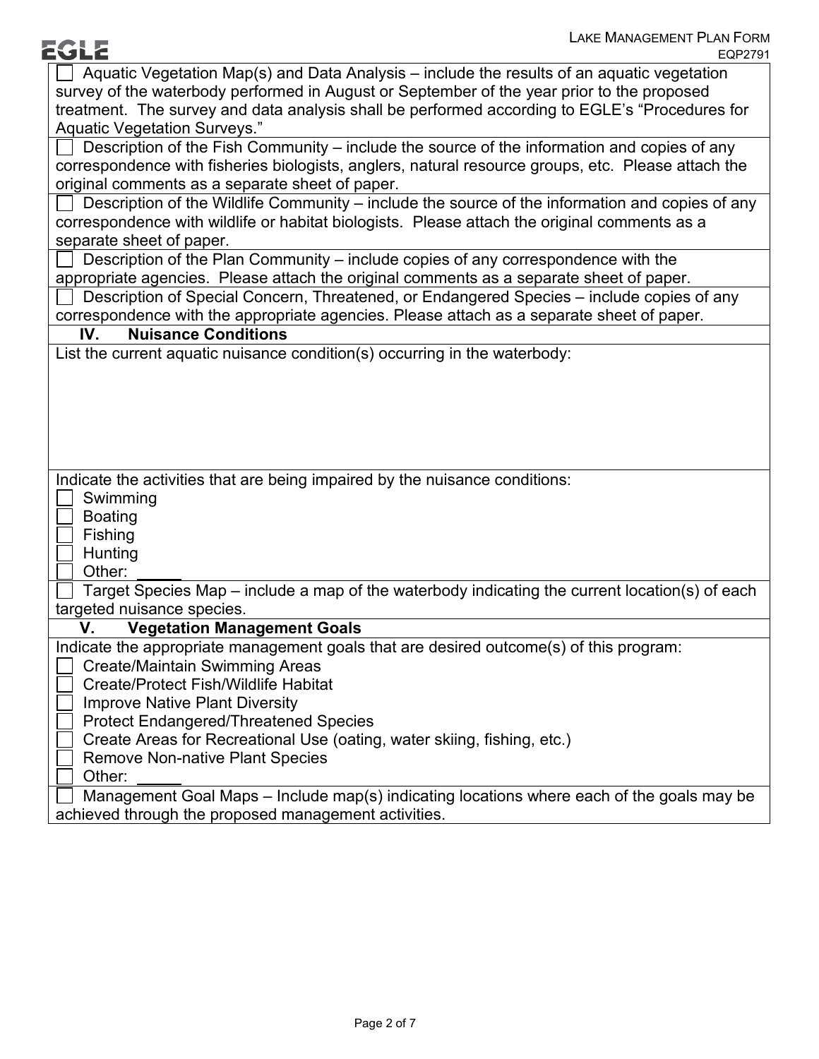- [ ] Aquatic Vegetation Map(s) and Data Analysis – include the results of an aquatic vegetation survey of the waterbody performed in August or September of the year prior to the proposed treatment. The survey and data analysis shall be performed according to EGLE's "Procedures for Aquatic Vegetation Surveys."
- [ ] Description of the Fish Community – include the source of the information and copies of any correspondence with fisheries biologists, anglers, natural resource groups, etc. Please attach the original comments as a separate sheet of paper.
- [ ] Description of the Wildlife Community – include the source of the information and copies of any correspondence with wildlife or habitat biologists. Please attach the original comments as a separate sheet of paper.
- [ ] Description of the Plan Community – include copies of any correspondence with the appropriate agencies. Please attach the original comments as a separate sheet of paper.
- [ ] Description of Special Concern, Threatened, or Endangered Species – include copies of any correspondence with the appropriate agencies. Please attach as a separate sheet of paper.

## IV. Nuisance Conditions

List the current aquatic nuisance condition(s) occurring in the waterbody:

Indicate the activities that are being impaired by the nuisance conditions:

- [ ] Swimming
- [ ] Boating
- [ ] Fishing
- [ ] Hunting
- [ ] Other: _____

- [ ] Target Species Map – include a map of the waterbody indicating the current location(s) of each targeted nuisance species.

## V. Vegetation Management Goals

Indicate the appropriate management goals that are desired outcome(s) of this program:

- [ ] Create/Maintain Swimming Areas
- [ ] Create/Protect Fish/Wildlife Habitat
- [ ] Improve Native Plant Diversity
- [ ] Protect Endangered/Threatened Species
- [ ] Create Areas for Recreational Use (oating, water skiing, fishing, etc.)
- [ ] Remove Non-native Plant Species
- [ ] Other: _____

- [ ] Management Goal Maps – Include map(s) indicating locations where each of the goals may be achieved through the proposed management activities.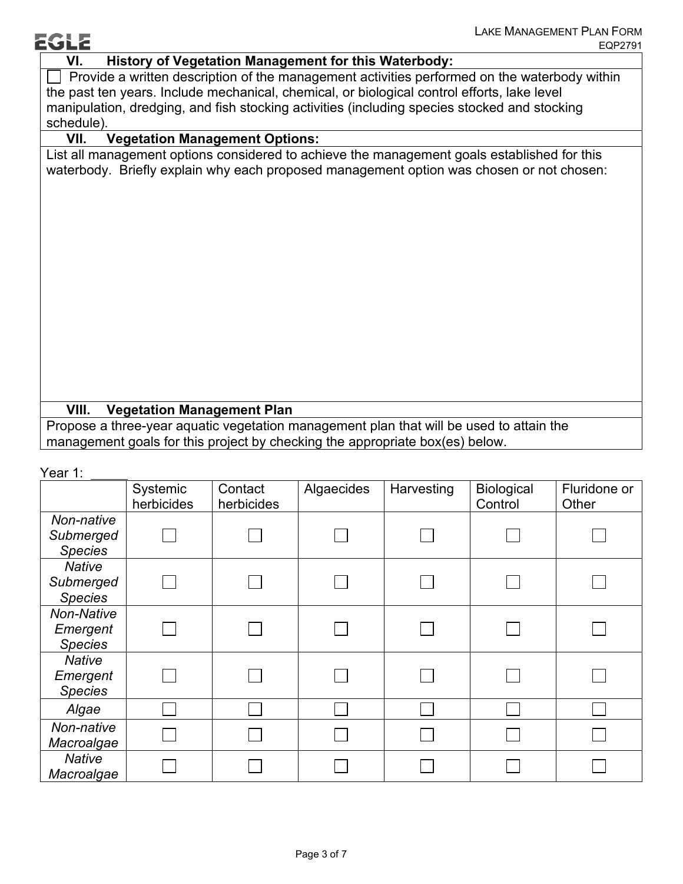## VI. History of Vegetation Management for this Waterbody:

☐ Provide a written description of the management activities performed on the waterbody within the past ten years. Include mechanical, chemical, or biological control efforts, lake level manipulation, dredging, and fish stocking activities (including species stocked and stocking schedule).

## VII. Vegetation Management Options:

List all management options considered to achieve the management goals established for this waterbody. Briefly explain why each proposed management option was chosen or not chosen:

## VIII. Vegetation Management Plan

Propose a three-year aquatic vegetation management plan that will be used to attain the management goals for this project by checking the appropriate box(es) below.

Year 1: _____

| | Systemic herbicides | Contact herbicides | Algaecides | Harvesting | Biological Control | Fluridone or Other |
|---|---|---|---|---|---|---|
| *Non-native Submerged Species* | ☐ | ☐ | ☐ | ☐ | ☐ | ☐ |
| *Native Submerged Species* | ☐ | ☐ | ☐ | ☐ | ☐ | ☐ |
| *Non-Native Emergent Species* | ☐ | ☐ | ☐ | ☐ | ☐ | ☐ |
| *Native Emergent Species* | ☐ | ☐ | ☐ | ☐ | ☐ | ☐ |
| *Algae* | ☐ | ☐ | ☐ | ☐ | ☐ | ☐ |
| *Non-native Macroalgae* | ☐ | ☐ | ☐ | ☐ | ☐ | ☐ |
| *Native Macroalgae* | ☐ | ☐ | ☐ | ☐ | ☐ | ☐ |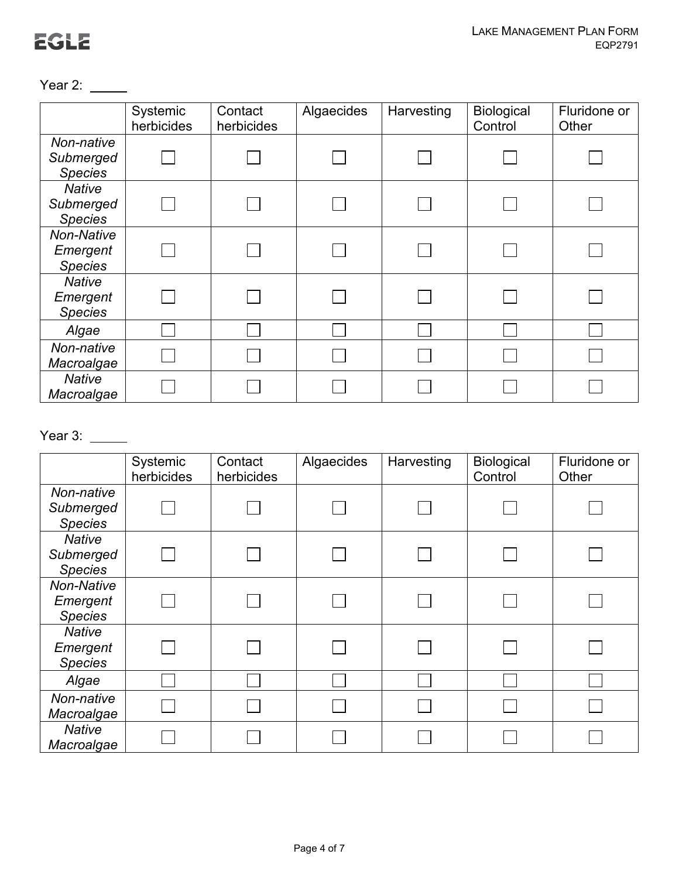Year 2: _____

| | Systemic herbicides | Contact herbicides | Algaecides | Harvesting | Biological Control | Fluridone or Other |
|---|---|---|---|---|---|---|
| *Non-native Submerged Species* | ☐ | ☐ | ☐ | ☐ | ☐ | ☐ |
| *Native Submerged Species* | ☐ | ☐ | ☐ | ☐ | ☐ | ☐ |
| *Non-Native Emergent Species* | ☐ | ☐ | ☐ | ☐ | ☐ | ☐ |
| *Native Emergent Species* | ☐ | ☐ | ☐ | ☐ | ☐ | ☐ |
| *Algae* | ☐ | ☐ | ☐ | ☐ | ☐ | ☐ |
| *Non-native Macroalgae* | ☐ | ☐ | ☐ | ☐ | ☐ | ☐ |
| *Native Macroalgae* | ☐ | ☐ | ☐ | ☐ | ☐ | ☐ |

Year 3: _____

| | Systemic herbicides | Contact herbicides | Algaecides | Harvesting | Biological Control | Fluridone or Other |
|---|---|---|---|---|---|---|
| *Non-native Submerged Species* | ☐ | ☐ | ☐ | ☐ | ☐ | ☐ |
| *Native Submerged Species* | ☐ | ☐ | ☐ | ☐ | ☐ | ☐ |
| *Non-Native Emergent Species* | ☐ | ☐ | ☐ | ☐ | ☐ | ☐ |
| *Native Emergent Species* | ☐ | ☐ | ☐ | ☐ | ☐ | ☐ |
| *Algae* | ☐ | ☐ | ☐ | ☐ | ☐ | ☐ |
| *Non-native Macroalgae* | ☐ | ☐ | ☐ | ☐ | ☐ | ☐ |
| *Native Macroalgae* | ☐ | ☐ | ☐ | ☐ | ☐ | ☐ |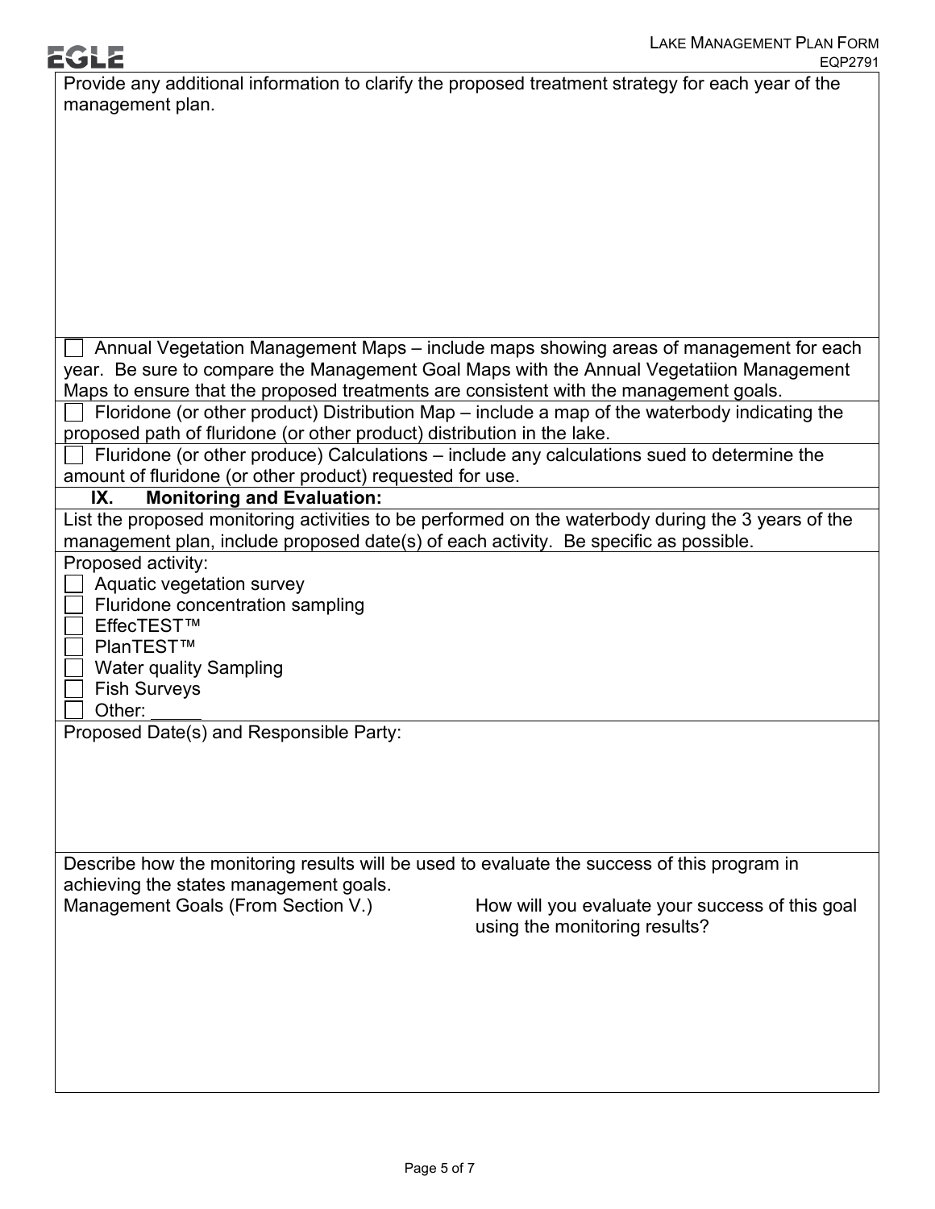Provide any additional information to clarify the proposed treatment strategy for each year of the management plan.

☐ Annual Vegetation Management Maps – include maps showing areas of management for each year. Be sure to compare the Management Goal Maps with the Annual Vegetatiion Management Maps to ensure that the proposed treatments are consistent with the management goals.

☐ Floridone (or other product) Distribution Map – include a map of the waterbody indicating the proposed path of fluridone (or other product) distribution in the lake.

☐ Fluridone (or other produce) Calculations – include any calculations sued to determine the amount of fluridone (or other product) requested for use.

## IX. Monitoring and Evaluation:

List the proposed monitoring activities to be performed on the waterbody during the 3 years of the management plan, include proposed date(s) of each activity. Be specific as possible.

Proposed activity:

☐ Aquatic vegetation survey
☐ Fluridone concentration sampling
☐ EffecTEST™
☐ PlanTEST™
☐ Water quality Sampling
☐ Fish Surveys
☐ Other: _____

Proposed Date(s) and Responsible Party:

Describe how the monitoring results will be used to evaluate the success of this program in achieving the states management goals.

| Management Goals (From Section V.) | How will you evaluate your success of this goal using the monitoring results? |
| --- | --- |
| | |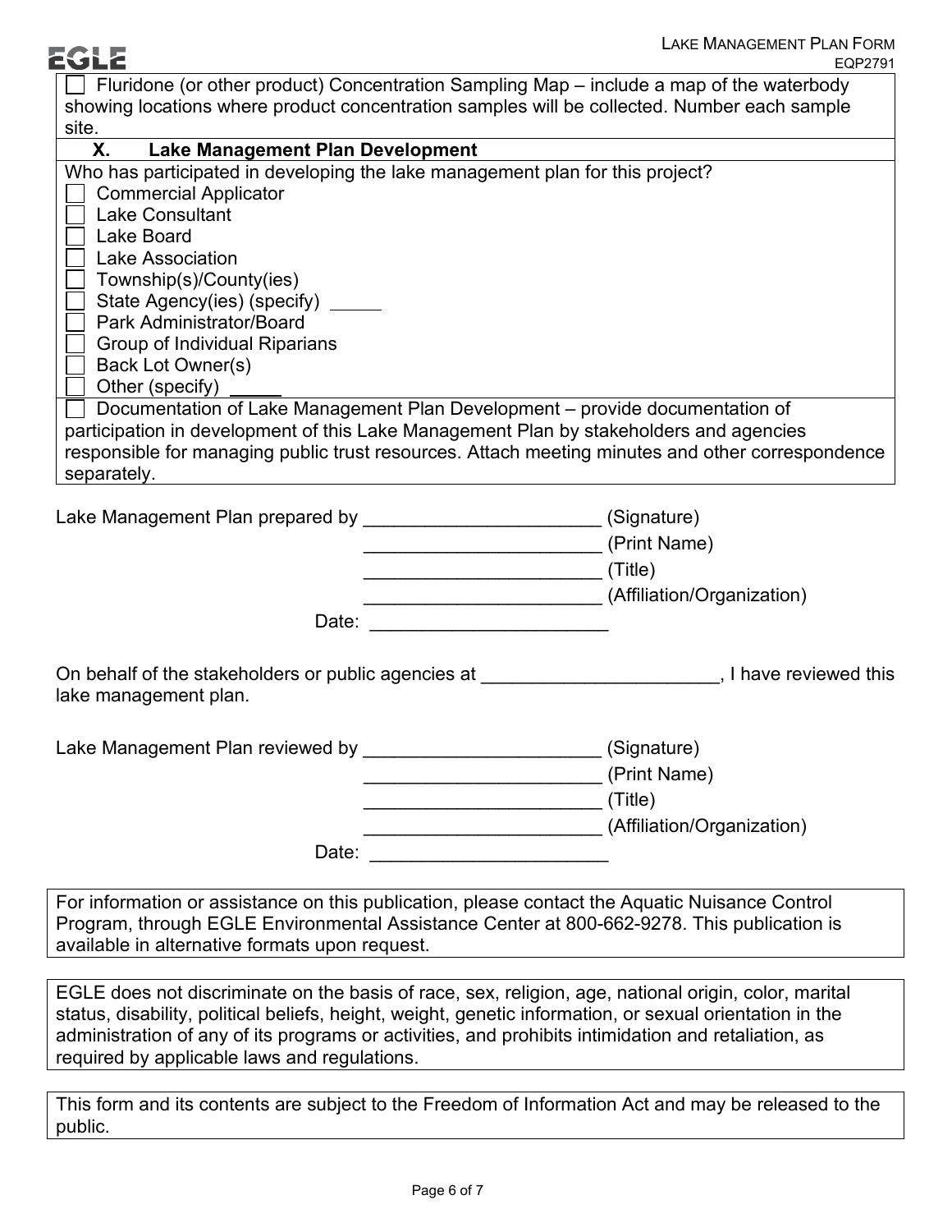☐ Fluridone (or other product) Concentration Sampling Map – include a map of the waterbody showing locations where product concentration samples will be collected. Number each sample site.

## X. Lake Management Plan Development

Who has participated in developing the lake management plan for this project?

☐ Commercial Applicator
☐ Lake Consultant
☐ Lake Board
☐ Lake Association
☐ Township(s)/County(ies)
☐ State Agency(ies) (specify) _____
☐ Park Administrator/Board
☐ Group of Individual Riparians
☐ Back Lot Owner(s)
☐ Other (specify) _____

☐ Documentation of Lake Management Plan Development – provide documentation of participation in development of this Lake Management Plan by stakeholders and agencies responsible for managing public trust resources. Attach meeting minutes and other correspondence separately.

Lake Management Plan prepared by ______________________ (Signature)
______________________ (Print Name)
______________________ (Title)
______________________ (Affiliation/Organization)
Date: ______________________

On behalf of the stakeholders or public agencies at ______________________, I have reviewed this lake management plan.

Lake Management Plan reviewed by ______________________ (Signature)
______________________ (Print Name)
______________________ (Title)
______________________ (Affiliation/Organization)
Date: ______________________

For information or assistance on this publication, please contact the Aquatic Nuisance Control Program, through EGLE Environmental Assistance Center at 800-662-9278. This publication is available in alternative formats upon request.

EGLE does not discriminate on the basis of race, sex, religion, age, national origin, color, marital status, disability, political beliefs, height, weight, genetic information, or sexual orientation in the administration of any of its programs or activities, and prohibits intimidation and retaliation, as required by applicable laws and regulations.

This form and its contents are subject to the Freedom of Information Act and may be released to the public.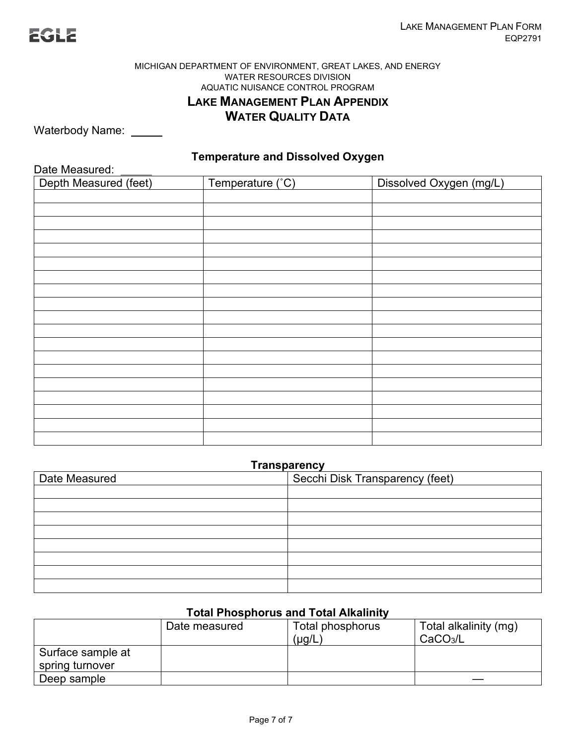MICHIGAN DEPARTMENT OF ENVIRONMENT, GREAT LAKES, AND ENERGY
WATER RESOURCES DIVISION
AQUATIC NUISANCE CONTROL PROGRAM

# LAKE MANAGEMENT PLAN APPENDIX
# WATER QUALITY DATA

Waterbody Name: _____

### Temperature and Dissolved Oxygen

Date Measured: _____

| Depth Measured (feet) | Temperature (˚C) | Dissolved Oxygen (mg/L) |
|---|---|---|
| | | |
| | | |
| | | |
| | | |
| | | |
| | | |
| | | |
| | | |
| | | |
| | | |
| | | |
| | | |
| | | |
| | | |
| | | |
| | | |
| | | |
| | | |
| | | |

### Transparency

| Date Measured | Secchi Disk Transparency (feet) |
|---|---|
| | |
| | |
| | |
| | |
| | |
| | |
| | |
| | |

### Total Phosphorus and Total Alkalinity

| | Date measured | Total phosphorus (µg/L) | Total alkalinity (mg) $CaCO_3$/L |
|---|---|---|---|
| Surface sample at spring turnover | | | |
| Deep sample | | | — |